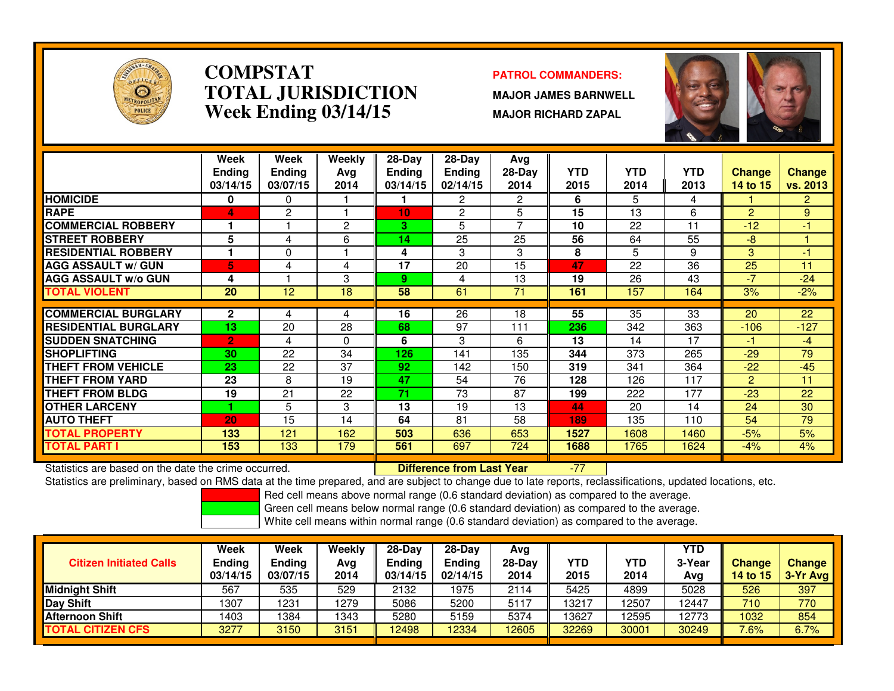# COMPSTAT
# TOTAL JURISDICTION
## Week Ending 03/14/15

**PATROL COMMANDERS:**

**MAJOR JAMES BARNWELL**

**MAJOR RICHARD ZAPAL**

| | Week Ending 03/14/15 | Week Ending 03/07/15 | Weekly Avg 2014 | 28-Day Ending 03/14/15 | 28-Day Ending 02/14/15 | Avg 28-Day 2014 | YTD 2015 | YTD 2014 | YTD 2013 | Change 14 to 15 | Change vs. 2013 |
|---|---|---|---|---|---|---|---|---|---|---|---|
| HOMICIDE | 0 | 0 | 1 | 1 | 2 | 2 | 6 | 5 | 4 | 1 | 2 |
| RAPE | 4 | 2 | 1 | 10 | 2 | 5 | 15 | 13 | 6 | 2 | 9 |
| COMMERCIAL ROBBERY | 1 | 1 | 2 | 3 | 5 | 7 | 10 | 22 | 11 | -12 | -1 |
| STREET ROBBERY | 5 | 4 | 6 | 14 | 25 | 25 | 56 | 64 | 55 | -8 | 1 |
| RESIDENTIAL ROBBERY | 1 | 0 | 1 | 4 | 3 | 3 | 8 | 5 | 9 | 3 | -1 |
| AGG ASSAULT w/ GUN | 5 | 4 | 4 | 17 | 20 | 15 | 47 | 22 | 36 | 25 | 11 |
| AGG ASSAULT w/o GUN | 4 | 1 | 3 | 9 | 4 | 13 | 19 | 26 | 43 | -7 | -24 |
| TOTAL VIOLENT | 20 | 12 | 18 | 58 | 61 | 71 | 161 | 157 | 164 | 3% | -2% |
| COMMERCIAL BURGLARY | 2 | 4 | 4 | 16 | 26 | 18 | 55 | 35 | 33 | 20 | 22 |
| RESIDENTIAL BURGLARY | 13 | 20 | 28 | 68 | 97 | 111 | 236 | 342 | 363 | -106 | -127 |
| SUDDEN SNATCHING | 2 | 4 | 0 | 6 | 3 | 6 | 13 | 14 | 17 | -1 | -4 |
| SHOPLIFTING | 30 | 22 | 34 | 126 | 141 | 135 | 344 | 373 | 265 | -29 | 79 |
| THEFT FROM VEHICLE | 23 | 22 | 37 | 92 | 142 | 150 | 319 | 341 | 364 | -22 | -45 |
| THEFT FROM YARD | 23 | 8 | 19 | 47 | 54 | 76 | 128 | 126 | 117 | 2 | 11 |
| THEFT FROM BLDG | 19 | 21 | 22 | 71 | 73 | 87 | 199 | 222 | 177 | -23 | 22 |
| OTHER LARCENY | 1 | 5 | 3 | 13 | 19 | 13 | 44 | 20 | 14 | 24 | 30 |
| AUTO THEFT | 20 | 15 | 14 | 64 | 81 | 58 | 189 | 135 | 110 | 54 | 79 |
| TOTAL PROPERTY | 133 | 121 | 162 | 503 | 636 | 653 | 1527 | 1608 | 1460 | -5% | 5% |
| TOTAL PART I | 153 | 133 | 179 | 561 | 697 | 724 | 1688 | 1765 | 1624 | -4% | 4% |

Statistics are based on the date the crime occurred. **Difference from Last Year** -77

Statistics are preliminary, based on RMS data at the time prepared, and are subject to change due to late reports, reclassifications, updated locations, etc.

Red cell means above normal range (0.6 standard deviation) as compared to the average.
Green cell means below normal range (0.6 standard deviation) as compared to the average.
White cell means within normal range (0.6 standard deviation) as compared to the average.

| Citizen Initiated Calls | Week Ending 03/14/15 | Week Ending 03/07/15 | Weekly Avg 2014 | 28-Day Ending 03/14/15 | 28-Day Ending 02/14/15 | Avg 28-Day 2014 | YTD 2015 | YTD 2014 | YTD 3-Year Avg | Change 14 to 15 | Change 3-Yr Avg |
|---|---|---|---|---|---|---|---|---|---|---|---|
| Midnight Shift | 567 | 535 | 529 | 2132 | 1975 | 2114 | 5425 | 4899 | 5028 | 526 | 397 |
| Day Shift | 1307 | 1231 | 1279 | 5086 | 5200 | 5117 | 13217 | 12507 | 12447 | 710 | 770 |
| Afternoon Shift | 1403 | 1384 | 1343 | 5280 | 5159 | 5374 | 13627 | 12595 | 12773 | 1032 | 854 |
| TOTAL CITIZEN CFS | 3277 | 3150 | 3151 | 12498 | 12334 | 12605 | 32269 | 30001 | 30249 | 7.6% | 6.7% |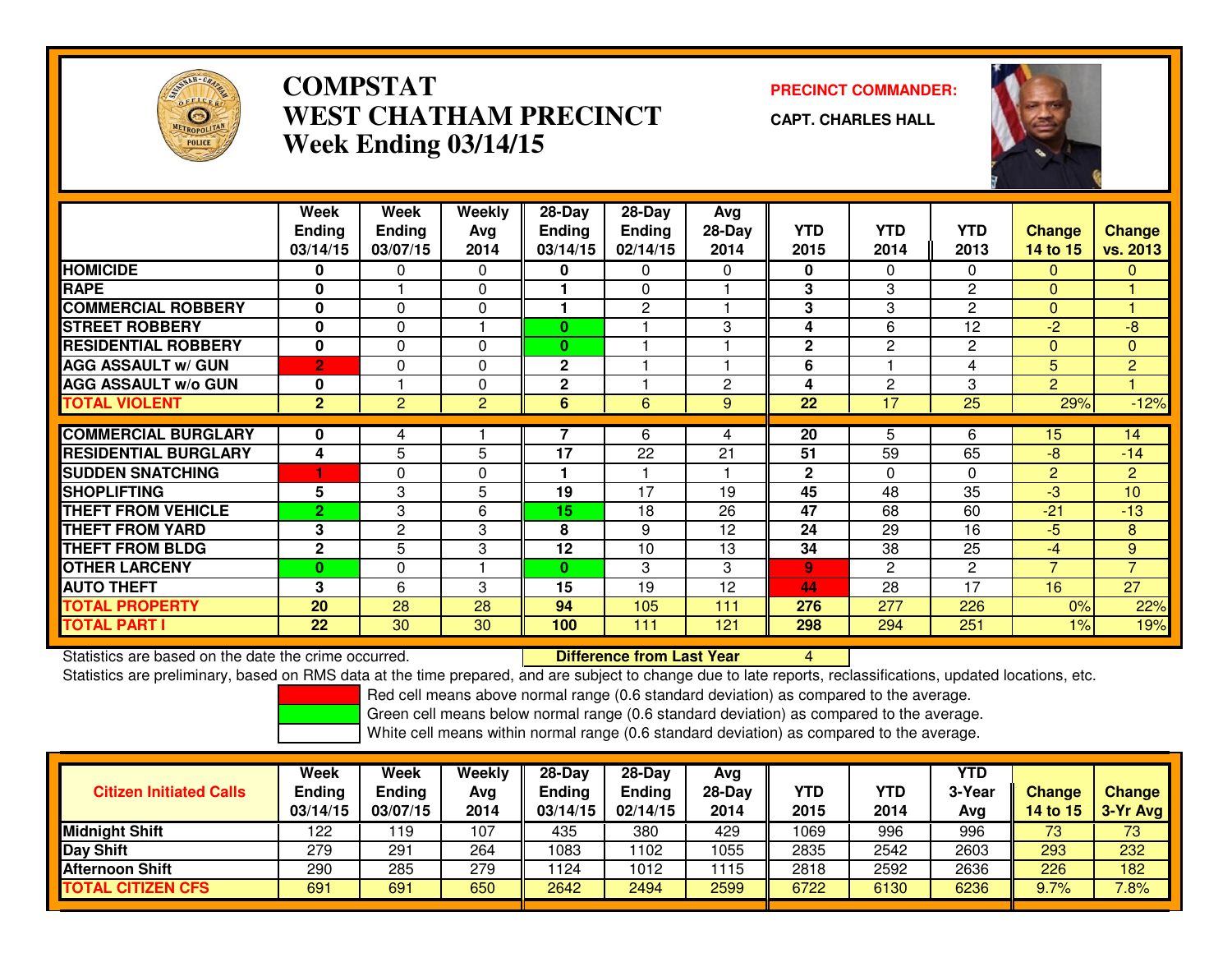# COMPSTAT
# WEST CHATHAM PRECINCT
## Week Ending 03/14/15

**PRECINCT COMMANDER:**

**CAPT. CHARLES HALL**

| | Week Ending 03/14/15 | Week Ending 03/07/15 | Weekly Avg 2014 | 28-Day Ending 03/14/15 | 28-Day Ending 02/14/15 | Avg 28-Day 2014 | YTD 2015 | YTD 2014 | YTD 2013 | Change 14 to 15 | Change vs. 2013 |
|---|---|---|---|---|---|---|---|---|---|---|---|
| HOMICIDE | 0 | 0 | 0 | 0 | 0 | 0 | 0 | 0 | 0 | 0 | 0 |
| RAPE | 0 | 1 | 0 | 1 | 0 | 1 | 3 | 3 | 2 | 0 | 1 |
| COMMERCIAL ROBBERY | 0 | 0 | 0 | 1 | 2 | 1 | 3 | 3 | 2 | 0 | 1 |
| STREET ROBBERY | 0 | 0 | 1 | 0 | 1 | 3 | 4 | 6 | 12 | -2 | -8 |
| RESIDENTIAL ROBBERY | 0 | 0 | 0 | 0 | 1 | 1 | 2 | 2 | 2 | 0 | 0 |
| AGG ASSAULT w/ GUN | 2 | 0 | 0 | 2 | 1 | 1 | 6 | 1 | 4 | 5 | 2 |
| AGG ASSAULT w/o GUN | 0 | 1 | 0 | 2 | 1 | 2 | 4 | 2 | 3 | 2 | 1 |
| TOTAL VIOLENT | 2 | 2 | 2 | 6 | 6 | 9 | 22 | 17 | 25 | 29% | -12% |
| COMMERCIAL BURGLARY | 0 | 4 | 1 | 7 | 6 | 4 | 20 | 5 | 6 | 15 | 14 |
| RESIDENTIAL BURGLARY | 4 | 5 | 5 | 17 | 22 | 21 | 51 | 59 | 65 | -8 | -14 |
| SUDDEN SNATCHING | 1 | 0 | 0 | 1 | 1 | 1 | 2 | 0 | 0 | 2 | 2 |
| SHOPLIFTING | 5 | 3 | 5 | 19 | 17 | 19 | 45 | 48 | 35 | -3 | 10 |
| THEFT FROM VEHICLE | 2 | 3 | 6 | 15 | 18 | 26 | 47 | 68 | 60 | -21 | -13 |
| THEFT FROM YARD | 3 | 2 | 3 | 8 | 9 | 12 | 24 | 29 | 16 | -5 | 8 |
| THEFT FROM BLDG | 2 | 5 | 3 | 12 | 10 | 13 | 34 | 38 | 25 | -4 | 9 |
| OTHER LARCENY | 0 | 0 | 1 | 0 | 3 | 3 | 9 | 2 | 2 | 7 | 7 |
| AUTO THEFT | 3 | 6 | 3 | 15 | 19 | 12 | 44 | 28 | 17 | 16 | 27 |
| TOTAL PROPERTY | 20 | 28 | 28 | 94 | 105 | 111 | 276 | 277 | 226 | 0% | 22% |
| TOTAL PART I | 22 | 30 | 30 | 100 | 111 | 121 | 298 | 294 | 251 | 1% | 19% |

Statistics are based on the date the crime occurred. **Difference from Last Year** 4

Statistics are preliminary, based on RMS data at the time prepared, and are subject to change due to late reports, reclassifications, updated locations, etc.

Red cell means above normal range (0.6 standard deviation) as compared to the average.
Green cell means below normal range (0.6 standard deviation) as compared to the average.
White cell means within normal range (0.6 standard deviation) as compared to the average.

| Citizen Initiated Calls | Week Ending 03/14/15 | Week Ending 03/07/15 | Weekly Avg 2014 | 28-Day Ending 03/14/15 | 28-Day Ending 02/14/15 | Avg 28-Day 2014 | YTD 2015 | YTD 2014 | YTD 3-Year Avg | Change 14 to 15 | Change 3-Yr Avg |
|---|---|---|---|---|---|---|---|---|---|---|---|
| Midnight Shift | 122 | 119 | 107 | 435 | 380 | 429 | 1069 | 996 | 996 | 73 | 73 |
| Day Shift | 279 | 291 | 264 | 1083 | 1102 | 1055 | 2835 | 2542 | 2603 | 293 | 232 |
| Afternoon Shift | 290 | 285 | 279 | 1124 | 1012 | 1115 | 2818 | 2592 | 2636 | 226 | 182 |
| TOTAL CITIZEN CFS | 691 | 691 | 650 | 2642 | 2494 | 2599 | 6722 | 6130 | 6236 | 9.7% | 7.8% |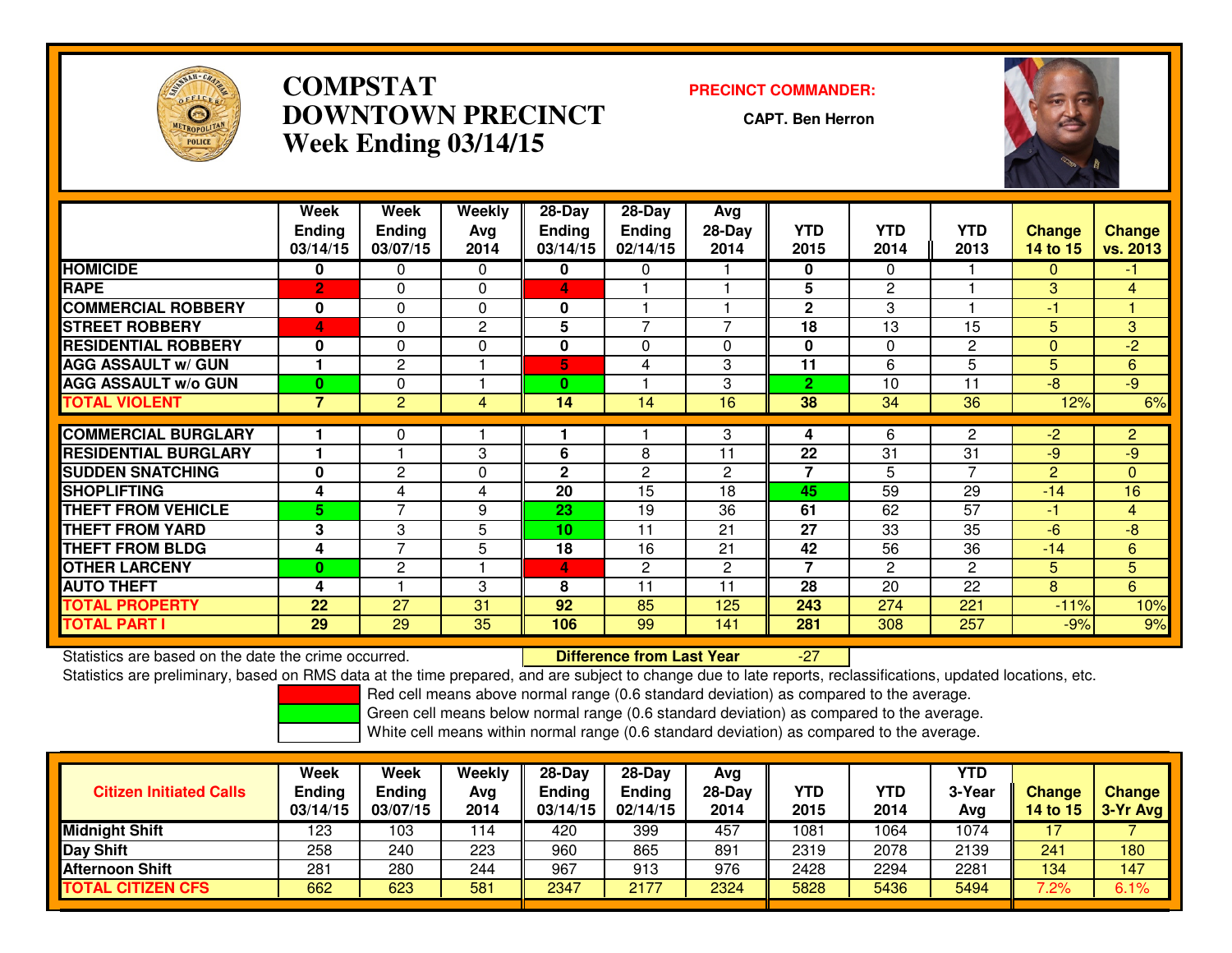# COMPSTAT
# DOWNTOWN PRECINCT
# Week Ending 03/14/15

**PRECINCT COMMANDER:**

**CAPT. Ben Herron**

| | Week Ending 03/14/15 | Week Ending 03/07/15 | Weekly Avg 2014 | 28-Day Ending 03/14/15 | 28-Day Ending 02/14/15 | Avg 28-Day 2014 | YTD 2015 | YTD 2014 | YTD 2013 | Change 14 to 15 | Change vs. 2013 |
|---|---|---|---|---|---|---|---|---|---|---|---|
| HOMICIDE | 0 | 0 | 0 | 0 | 0 | 1 | 0 | 0 | 1 | 0 | -1 |
| RAPE | 2 | 0 | 0 | 4 | 1 | 1 | 5 | 2 | 1 | 3 | 4 |
| COMMERCIAL ROBBERY | 0 | 0 | 0 | 0 | 1 | 1 | 2 | 3 | 1 | -1 | 1 |
| STREET ROBBERY | 4 | 0 | 2 | 5 | 7 | 7 | 18 | 13 | 15 | 5 | 3 |
| RESIDENTIAL ROBBERY | 0 | 0 | 0 | 0 | 0 | 0 | 0 | 0 | 2 | 0 | -2 |
| AGG ASSAULT w/ GUN | 1 | 2 | 1 | 5 | 4 | 3 | 11 | 6 | 5 | 5 | 6 |
| AGG ASSAULT w/o GUN | 0 | 0 | 1 | 0 | 1 | 3 | 2 | 10 | 11 | -8 | -9 |
| TOTAL VIOLENT | 7 | 2 | 4 | 14 | 14 | 16 | 38 | 34 | 36 | 12% | 6% |
| COMMERCIAL BURGLARY | 1 | 0 | 1 | 1 | 1 | 3 | 4 | 6 | 2 | -2 | 2 |
| RESIDENTIAL BURGLARY | 1 | 1 | 3 | 6 | 8 | 11 | 22 | 31 | 31 | -9 | -9 |
| SUDDEN SNATCHING | 0 | 2 | 0 | 2 | 2 | 2 | 7 | 5 | 7 | 2 | 0 |
| SHOPLIFTING | 4 | 4 | 4 | 20 | 15 | 18 | 45 | 59 | 29 | -14 | 16 |
| THEFT FROM VEHICLE | 5 | 7 | 9 | 23 | 19 | 36 | 61 | 62 | 57 | -1 | 4 |
| THEFT FROM YARD | 3 | 3 | 5 | 10 | 11 | 21 | 27 | 33 | 35 | -6 | -8 |
| THEFT FROM BLDG | 4 | 7 | 5 | 18 | 16 | 21 | 42 | 56 | 36 | -14 | 6 |
| OTHER LARCENY | 0 | 2 | 1 | 4 | 2 | 2 | 7 | 2 | 2 | 5 | 5 |
| AUTO THEFT | 4 | 1 | 3 | 8 | 11 | 11 | 28 | 20 | 22 | 8 | 6 |
| TOTAL PROPERTY | 22 | 27 | 31 | 92 | 85 | 125 | 243 | 274 | 221 | -11% | 10% |
| TOTAL PART I | 29 | 29 | 35 | 106 | 99 | 141 | 281 | 308 | 257 | -9% | 9% |

Statistics are based on the date the crime occurred. **Difference from Last Year** -27

Statistics are preliminary, based on RMS data at the time prepared, and are subject to change due to late reports, reclassifications, updated locations, etc.

Red cell means above normal range (0.6 standard deviation) as compared to the average.
Green cell means below normal range (0.6 standard deviation) as compared to the average.
White cell means within normal range (0.6 standard deviation) as compared to the average.

| Citizen Initiated Calls | Week Ending 03/14/15 | Week Ending 03/07/15 | Weekly Avg 2014 | 28-Day Ending 03/14/15 | 28-Day Ending 02/14/15 | Avg 28-Day 2014 | YTD 2015 | YTD 2014 | YTD 3-Year Avg | Change 14 to 15 | Change 3-Yr Avg |
|---|---|---|---|---|---|---|---|---|---|---|---|
| Midnight Shift | 123 | 103 | 114 | 420 | 399 | 457 | 1081 | 1064 | 1074 | 17 | 7 |
| Day Shift | 258 | 240 | 223 | 960 | 865 | 891 | 2319 | 2078 | 2139 | 241 | 180 |
| Afternoon Shift | 281 | 280 | 244 | 967 | 913 | 976 | 2428 | 2294 | 2281 | 134 | 147 |
| TOTAL CITIZEN CFS | 662 | 623 | 581 | 2347 | 2177 | 2324 | 5828 | 5436 | 5494 | 7.2% | 6.1% |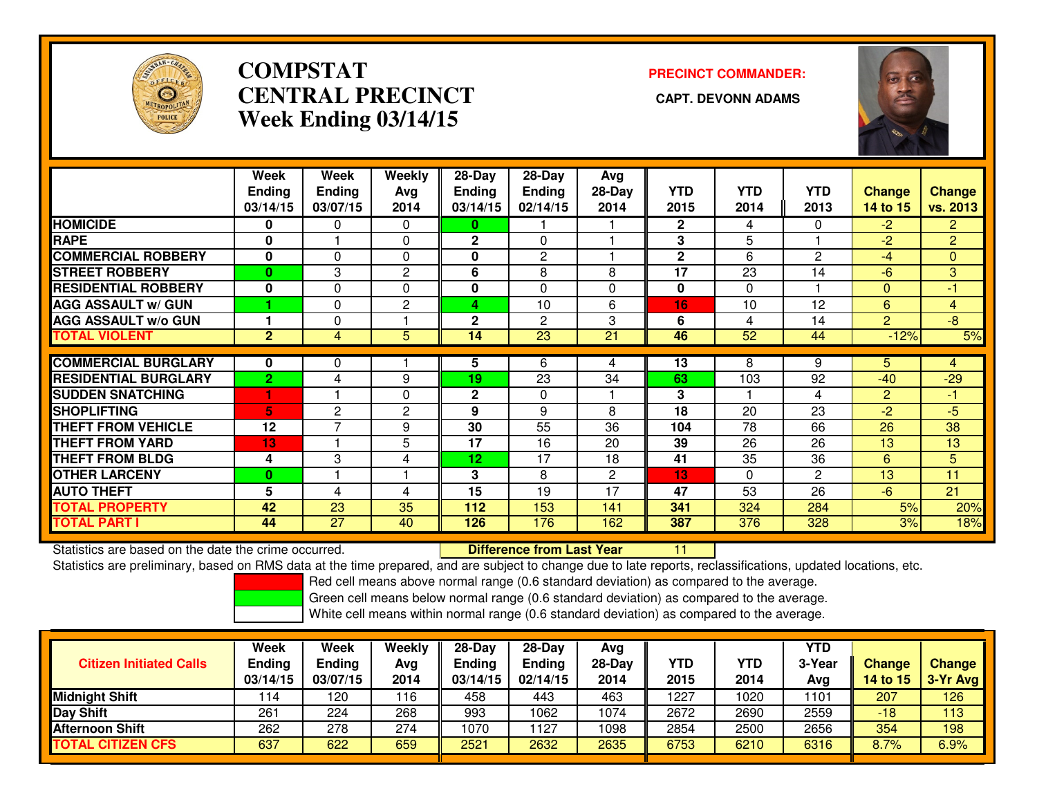# COMPSTAT
# CENTRAL PRECINCT
## Week Ending 03/14/15

**PRECINCT COMMANDER:**

**CAPT. DEVONN ADAMS**

| | Week Ending 03/14/15 | Week Ending 03/07/15 | Weekly Avg 2014 | 28-Day Ending 03/14/15 | 28-Day Ending 02/14/15 | Avg 28-Day 2014 | YTD 2015 | YTD 2014 | YTD 2013 | Change 14 to 15 | Change vs. 2013 |
|---|---|---|---|---|---|---|---|---|---|---|---|
| **HOMICIDE** | 0 | 0 | 0 | 0 | 1 | 1 | 2 | 4 | 0 | -2 | 2 |
| **RAPE** | 0 | 1 | 0 | 2 | 0 | 1 | 3 | 5 | 1 | -2 | 2 |
| **COMMERCIAL ROBBERY** | 0 | 0 | 0 | 0 | 2 | 1 | 2 | 6 | 2 | -4 | 0 |
| **STREET ROBBERY** | 0 | 3 | 2 | 6 | 8 | 8 | 17 | 23 | 14 | -6 | 3 |
| **RESIDENTIAL ROBBERY** | 0 | 0 | 0 | 0 | 0 | 0 | 0 | 0 | 1 | 0 | -1 |
| **AGG ASSAULT w/ GUN** | 1 | 0 | 2 | 4 | 10 | 6 | 16 | 10 | 12 | 6 | 4 |
| **AGG ASSAULT w/o GUN** | 1 | 0 | 1 | 2 | 2 | 3 | 6 | 4 | 14 | 2 | -8 |
| **TOTAL VIOLENT** | 2 | 4 | 5 | 14 | 23 | 21 | 46 | 52 | 44 | -12% | 5% |
| **COMMERCIAL BURGLARY** | 0 | 0 | 1 | 5 | 6 | 4 | 13 | 8 | 9 | 5 | 4 |
| **RESIDENTIAL BURGLARY** | 2 | 4 | 9 | 19 | 23 | 34 | 63 | 103 | 92 | -40 | -29 |
| **SUDDEN SNATCHING** | 1 | 1 | 0 | 2 | 0 | 1 | 3 | 1 | 4 | 2 | -1 |
| **SHOPLIFTING** | 5 | 2 | 2 | 9 | 9 | 8 | 18 | 20 | 23 | -2 | -5 |
| **THEFT FROM VEHICLE** | 12 | 7 | 9 | 30 | 55 | 36 | 104 | 78 | 66 | 26 | 38 |
| **THEFT FROM YARD** | 13 | 1 | 5 | 17 | 16 | 20 | 39 | 26 | 26 | 13 | 13 |
| **THEFT FROM BLDG** | 4 | 3 | 4 | 12 | 17 | 18 | 41 | 35 | 36 | 6 | 5 |
| **OTHER LARCENY** | 0 | 1 | 1 | 3 | 8 | 2 | 13 | 0 | 2 | 13 | 11 |
| **AUTO THEFT** | 5 | 4 | 4 | 15 | 19 | 17 | 47 | 53 | 26 | -6 | 21 |
| **TOTAL PROPERTY** | 42 | 23 | 35 | 112 | 153 | 141 | 341 | 324 | 284 | 5% | 20% |
| **TOTAL PART I** | 44 | 27 | 40 | 126 | 176 | 162 | 387 | 376 | 328 | 3% | 18% |

Statistics are based on the date the crime occurred. **Difference from Last Year** 11

Statistics are preliminary, based on RMS data at the time prepared, and are subject to change due to late reports, reclassifications, updated locations, etc.

Red cell means above normal range (0.6 standard deviation) as compared to the average.

Green cell means below normal range (0.6 standard deviation) as compared to the average.

White cell means within normal range (0.6 standard deviation) as compared to the average.

| Citizen Initiated Calls | Week Ending 03/14/15 | Week Ending 03/07/15 | Weekly Avg 2014 | 28-Day Ending 03/14/15 | 28-Day Ending 02/14/15 | Avg 28-Day 2014 | YTD 2015 | YTD 2014 | YTD 3-Year Avg | Change 14 to 15 | Change 3-Yr Avg |
|---|---|---|---|---|---|---|---|---|---|---|---|
| **Midnight Shift** | 114 | 120 | 116 | 458 | 443 | 463 | 1227 | 1020 | 1101 | 207 | 126 |
| **Day Shift** | 261 | 224 | 268 | 993 | 1062 | 1074 | 2672 | 2690 | 2559 | -18 | 113 |
| **Afternoon Shift** | 262 | 278 | 274 | 1070 | 1127 | 1098 | 2854 | 2500 | 2656 | 354 | 198 |
| **TOTAL CITIZEN CFS** | 637 | 622 | 659 | 2521 | 2632 | 2635 | 6753 | 6210 | 6316 | 8.7% | 6.9% |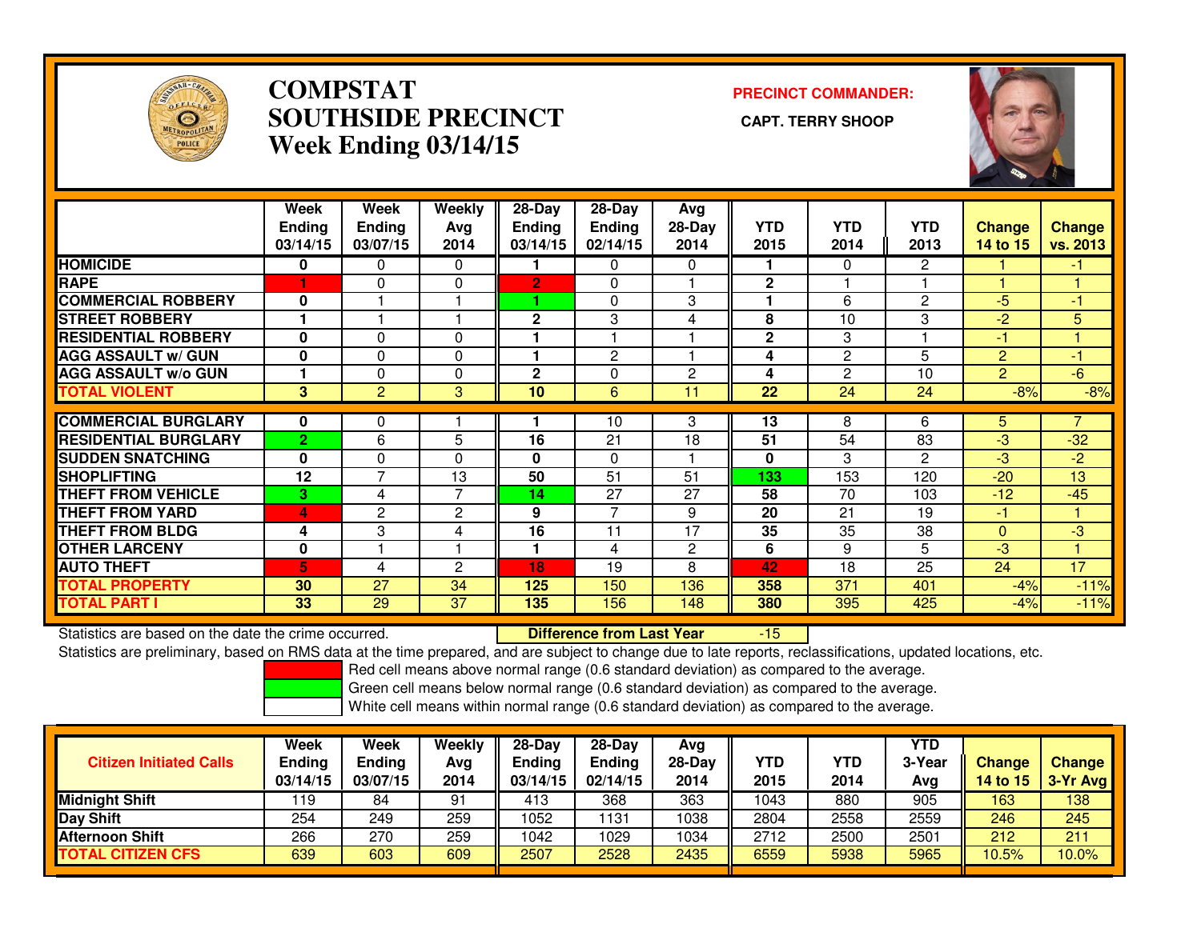# COMPSTAT
# SOUTHSIDE PRECINCT
## Week Ending 03/14/15

**PRECINCT COMMANDER:**

**CAPT. TERRY SHOOP**

| | Week Ending 03/14/15 | Week Ending 03/07/15 | Weekly Avg 2014 | 28-Day Ending 03/14/15 | 28-Day Ending 02/14/15 | Avg 28-Day 2014 | YTD 2015 | YTD 2014 | YTD 2013 | Change 14 to 15 | Change vs. 2013 |
|---|---|---|---|---|---|---|---|---|---|---|---|
| HOMICIDE | 0 | 0 | 0 | 1 | 0 | 0 | 1 | 0 | 2 | 1 | -1 |
| RAPE | 1 | 0 | 0 | 2 | 0 | 1 | 2 | 1 | 1 | 1 | 1 |
| COMMERCIAL ROBBERY | 0 | 1 | 1 | 1 | 0 | 3 | 1 | 6 | 2 | -5 | -1 |
| STREET ROBBERY | 1 | 1 | 1 | 2 | 3 | 4 | 8 | 10 | 3 | -2 | 5 |
| RESIDENTIAL ROBBERY | 0 | 0 | 0 | 1 | 1 | 1 | 2 | 3 | 1 | -1 | 1 |
| AGG ASSAULT w/ GUN | 0 | 0 | 0 | 1 | 2 | 1 | 4 | 2 | 5 | 2 | -1 |
| AGG ASSAULT w/o GUN | 1 | 0 | 0 | 2 | 0 | 2 | 4 | 2 | 10 | 2 | -6 |
| **TOTAL VIOLENT** | 3 | 2 | 3 | 10 | 6 | 11 | 22 | 24 | 24 | -8% | -8% |
| COMMERCIAL BURGLARY | 0 | 0 | 1 | 1 | 10 | 3 | 13 | 8 | 6 | 5 | 7 |
| RESIDENTIAL BURGLARY | 2 | 6 | 5 | 16 | 21 | 18 | 51 | 54 | 83 | -3 | -32 |
| SUDDEN SNATCHING | 0 | 0 | 0 | 0 | 0 | 1 | 0 | 3 | 2 | -3 | -2 |
| SHOPLIFTING | 12 | 7 | 13 | 50 | 51 | 51 | 133 | 153 | 120 | -20 | 13 |
| THEFT FROM VEHICLE | 3 | 4 | 7 | 14 | 27 | 27 | 58 | 70 | 103 | -12 | -45 |
| THEFT FROM YARD | 4 | 2 | 2 | 9 | 7 | 9 | 20 | 21 | 19 | -1 | 1 |
| THEFT FROM BLDG | 4 | 3 | 4 | 16 | 11 | 17 | 35 | 35 | 38 | 0 | -3 |
| OTHER LARCENY | 0 | 1 | 1 | 1 | 4 | 2 | 6 | 9 | 5 | -3 | 1 |
| AUTO THEFT | 5 | 4 | 2 | 18 | 19 | 8 | 42 | 18 | 25 | 24 | 17 |
| **TOTAL PROPERTY** | 30 | 27 | 34 | 125 | 150 | 136 | 358 | 371 | 401 | -4% | -11% |
| **TOTAL PART I** | 33 | 29 | 37 | 135 | 156 | 148 | 380 | 395 | 425 | -4% | -11% |

Statistics are based on the date the crime occurred. **Difference from Last Year** -15

Statistics are preliminary, based on RMS data at the time prepared, and are subject to change due to late reports, reclassifications, updated locations, etc.

Red cell means above normal range (0.6 standard deviation) as compared to the average.
Green cell means below normal range (0.6 standard deviation) as compared to the average.
White cell means within normal range (0.6 standard deviation) as compared to the average.

| Citizen Initiated Calls | Week Ending 03/14/15 | Week Ending 03/07/15 | Weekly Avg 2014 | 28-Day Ending 03/14/15 | 28-Day Ending 02/14/15 | Avg 28-Day 2014 | YTD 2015 | YTD 2014 | YTD 3-Year Avg | Change 14 to 15 | Change 3-Yr Avg |
|---|---|---|---|---|---|---|---|---|---|---|---|
| Midnight Shift | 119 | 84 | 91 | 413 | 368 | 363 | 1043 | 880 | 905 | 163 | 138 |
| Day Shift | 254 | 249 | 259 | 1052 | 1131 | 1038 | 2804 | 2558 | 2559 | 246 | 245 |
| Afternoon Shift | 266 | 270 | 259 | 1042 | 1029 | 1034 | 2712 | 2500 | 2501 | 212 | 211 |
| **TOTAL CITIZEN CFS** | 639 | 603 | 609 | 2507 | 2528 | 2435 | 6559 | 5938 | 5965 | 10.5% | 10.0% |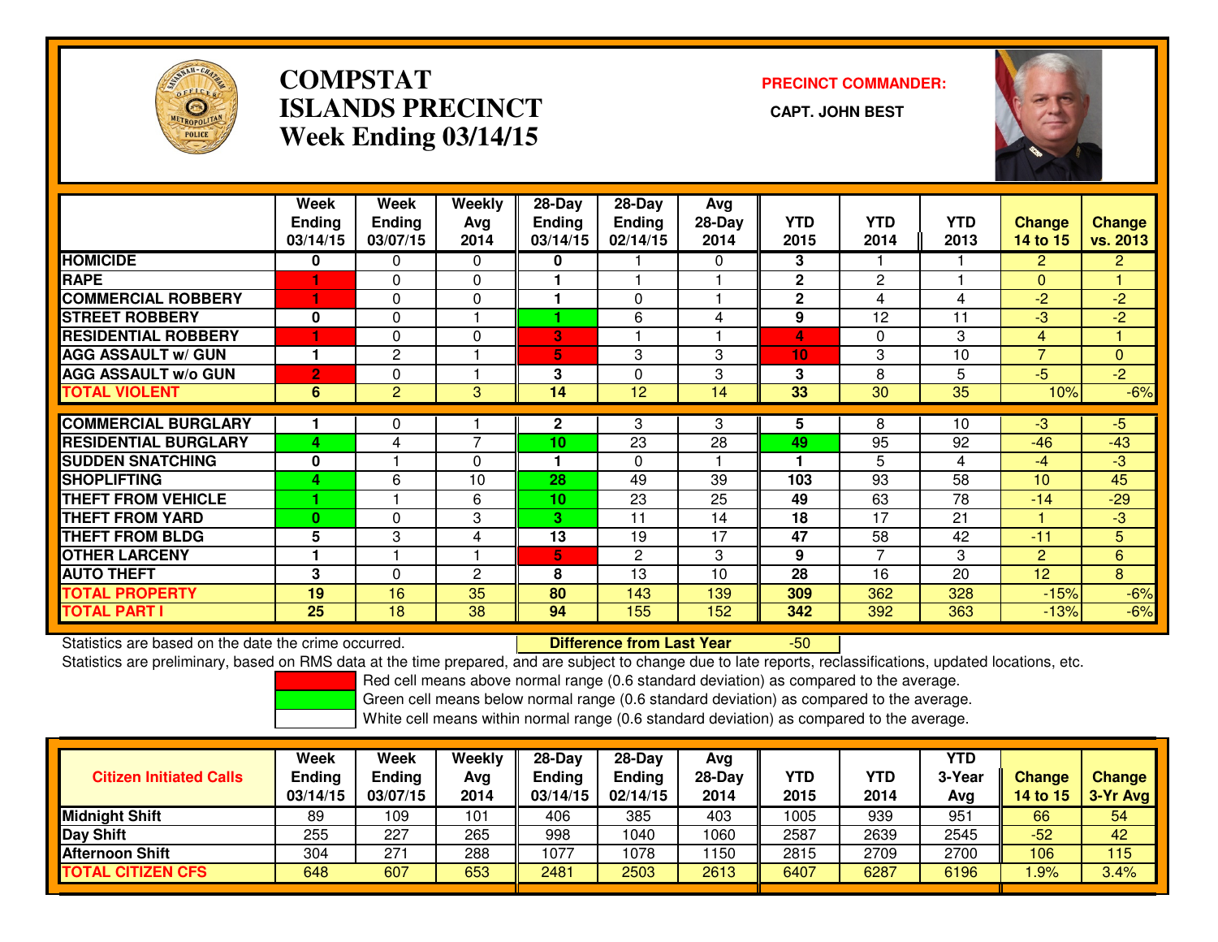# COMPSTAT
# ISLANDS PRECINCT
# Week Ending 03/14/15

**PRECINCT COMMANDER:**

**CAPT. JOHN BEST**

| | Week Ending 03/14/15 | Week Ending 03/07/15 | Weekly Avg 2014 | 28-Day Ending 03/14/15 | 28-Day Ending 02/14/15 | Avg 28-Day 2014 | YTD 2015 | YTD 2014 | YTD 2013 | Change 14 to 15 | Change vs. 2013 |
|---|---|---|---|---|---|---|---|---|---|---|---|
| HOMICIDE | 0 | 0 | 0 | 0 | 1 | 0 | 3 | 1 | 1 | 2 | 2 |
| RAPE | 1 | 0 | 0 | 1 | 1 | 1 | 2 | 2 | 1 | 0 | 1 |
| COMMERCIAL ROBBERY | 1 | 0 | 0 | 1 | 0 | 1 | 2 | 4 | 4 | -2 | -2 |
| STREET ROBBERY | 0 | 0 | 1 | 1 | 6 | 4 | 9 | 12 | 11 | -3 | -2 |
| RESIDENTIAL ROBBERY | 1 | 0 | 0 | 3 | 1 | 1 | 4 | 0 | 3 | 4 | 1 |
| AGG ASSAULT w/ GUN | 1 | 2 | 1 | 5 | 3 | 3 | 10 | 3 | 10 | 7 | 0 |
| AGG ASSAULT w/o GUN | 2 | 0 | 1 | 3 | 0 | 3 | 3 | 8 | 5 | -5 | -2 |
| TOTAL VIOLENT | 6 | 2 | 3 | 14 | 12 | 14 | 33 | 30 | 35 | 10% | -6% |
| COMMERCIAL BURGLARY | 1 | 0 | 1 | 2 | 3 | 3 | 5 | 8 | 10 | -3 | -5 |
| RESIDENTIAL BURGLARY | 4 | 4 | 7 | 10 | 23 | 28 | 49 | 95 | 92 | -46 | -43 |
| SUDDEN SNATCHING | 0 | 1 | 0 | 1 | 0 | 1 | 1 | 5 | 4 | -4 | -3 |
| SHOPLIFTING | 4 | 6 | 10 | 28 | 49 | 39 | 103 | 93 | 58 | 10 | 45 |
| THEFT FROM VEHICLE | 1 | 1 | 6 | 10 | 23 | 25 | 49 | 63 | 78 | -14 | -29 |
| THEFT FROM YARD | 0 | 0 | 3 | 3 | 11 | 14 | 18 | 17 | 21 | 1 | -3 |
| THEFT FROM BLDG | 5 | 3 | 4 | 13 | 19 | 17 | 47 | 58 | 42 | -11 | 5 |
| OTHER LARCENY | 1 | 1 | 1 | 5 | 2 | 3 | 9 | 7 | 3 | 2 | 6 |
| AUTO THEFT | 3 | 0 | 2 | 8 | 13 | 10 | 28 | 16 | 20 | 12 | 8 |
| TOTAL PROPERTY | 19 | 16 | 35 | 80 | 143 | 139 | 309 | 362 | 328 | -15% | -6% |
| TOTAL PART I | 25 | 18 | 38 | 94 | 155 | 152 | 342 | 392 | 363 | -13% | -6% |

Statistics are based on the date the crime occurred. **Difference from Last Year** -50

Statistics are preliminary, based on RMS data at the time prepared, and are subject to change due to late reports, reclassifications, updated locations, etc.

Red cell means above normal range (0.6 standard deviation) as compared to the average.
Green cell means below normal range (0.6 standard deviation) as compared to the average.
White cell means within normal range (0.6 standard deviation) as compared to the average.

| Citizen Initiated Calls | Week Ending 03/14/15 | Week Ending 03/07/15 | Weekly Avg 2014 | 28-Day Ending 03/14/15 | 28-Day Ending 02/14/15 | Avg 28-Day 2014 | YTD 2015 | YTD 2014 | YTD 3-Year Avg | Change 14 to 15 | Change 3-Yr Avg |
|---|---|---|---|---|---|---|---|---|---|---|---|
| Midnight Shift | 89 | 109 | 101 | 406 | 385 | 403 | 1005 | 939 | 951 | 66 | 54 |
| Day Shift | 255 | 227 | 265 | 998 | 1040 | 1060 | 2587 | 2639 | 2545 | -52 | 42 |
| Afternoon Shift | 304 | 271 | 288 | 1077 | 1078 | 1150 | 2815 | 2709 | 2700 | 106 | 115 |
| TOTAL CITIZEN CFS | 648 | 607 | 653 | 2481 | 2503 | 2613 | 6407 | 6287 | 6196 | 1.9% | 3.4% |